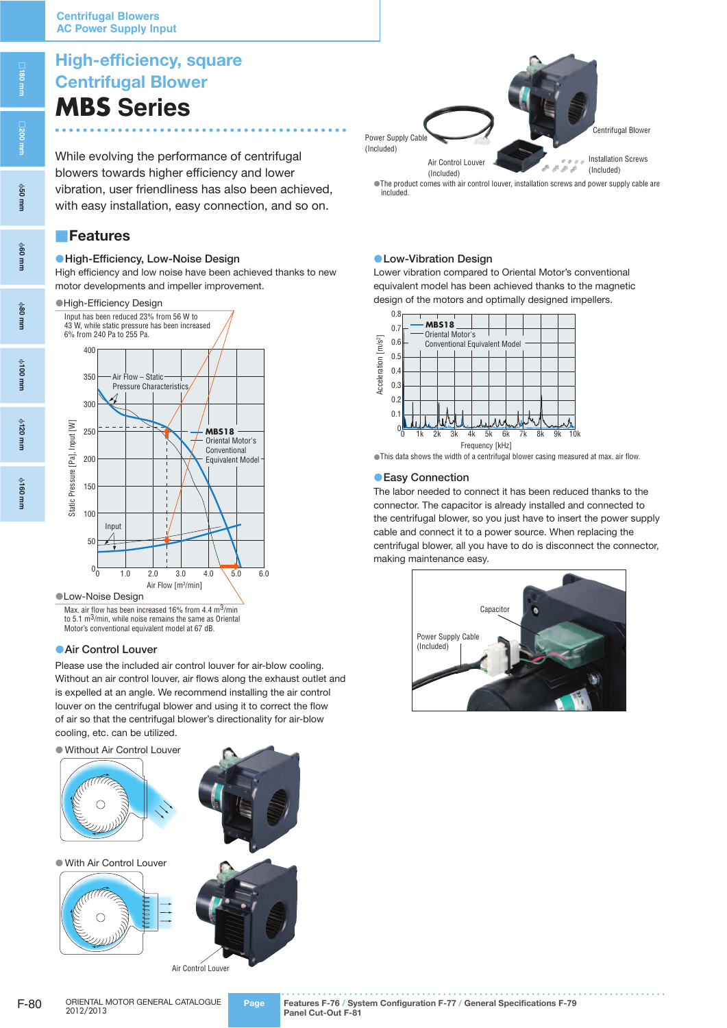Centrifugal Blowers
AC Power Supply Input

# High-efficiency, square Centrifugal Blower
# MBS Series

While evolving the performance of centrifugal blowers towards higher efficiency and lower vibration, user friendliness has also been achieved, with easy installation, easy connection, and so on.

Power Supply Cable (Included)
Centrifugal Blower
Air Control Louver (Included)
Installation Screws (Included)

●The product comes with air control louver, installation screws and power supply cable are included.

## Features

### ●High-Efficiency, Low-Noise Design

High efficiency and low noise have been achieved thanks to new motor developments and impeller improvement.

●High-Efficiency Design

Input has been reduced 23% from 56 W to 43 W, while static pressure has been increased 6% from 240 Pa to 255 Pa.

●Low-Noise Design

Max. air flow has been increased 16% from 4.4 $m^3$/min to 5.1 $m^3$/min, while noise remains the same as Oriental Motor's conventional equivalent model at 67 dB.

### ●Low-Vibration Design

Lower vibration compared to Oriental Motor's conventional equivalent model has been achieved thanks to the magnetic design of the motors and optimally designed impellers.

●This data shows the width of a centrifugal blower casing measured at max. air flow.

### ●Easy Connection

The labor needed to connect it has been reduced thanks to the connector. The capacitor is already installed and connected to the centrifugal blower, so you just have to insert the power supply cable and connect it to a power source. When replacing the centrifugal blower, all you have to do is disconnect the connector, making maintenance easy.

Capacitor
Power Supply Cable (Included)

### ●Air Control Louver

Please use the included air control louver for air-blow cooling. Without an air control louver, air flows along the exhaust outlet and is expelled at an angle. We recommend installing the air control louver on the centrifugal blower and using it to correct the flow of air so that the centrifugal blower's directionality for air-blow cooling, etc. can be utilized.

● Without Air Control Louver

● With Air Control Louver

Air Control Louver

ORIENTAL MOTOR GENERAL CATALOGUE 2012/2013

Page: Features F-76 / System Configuration F-77 / General Specifications F-79 Panel Cut-Out F-81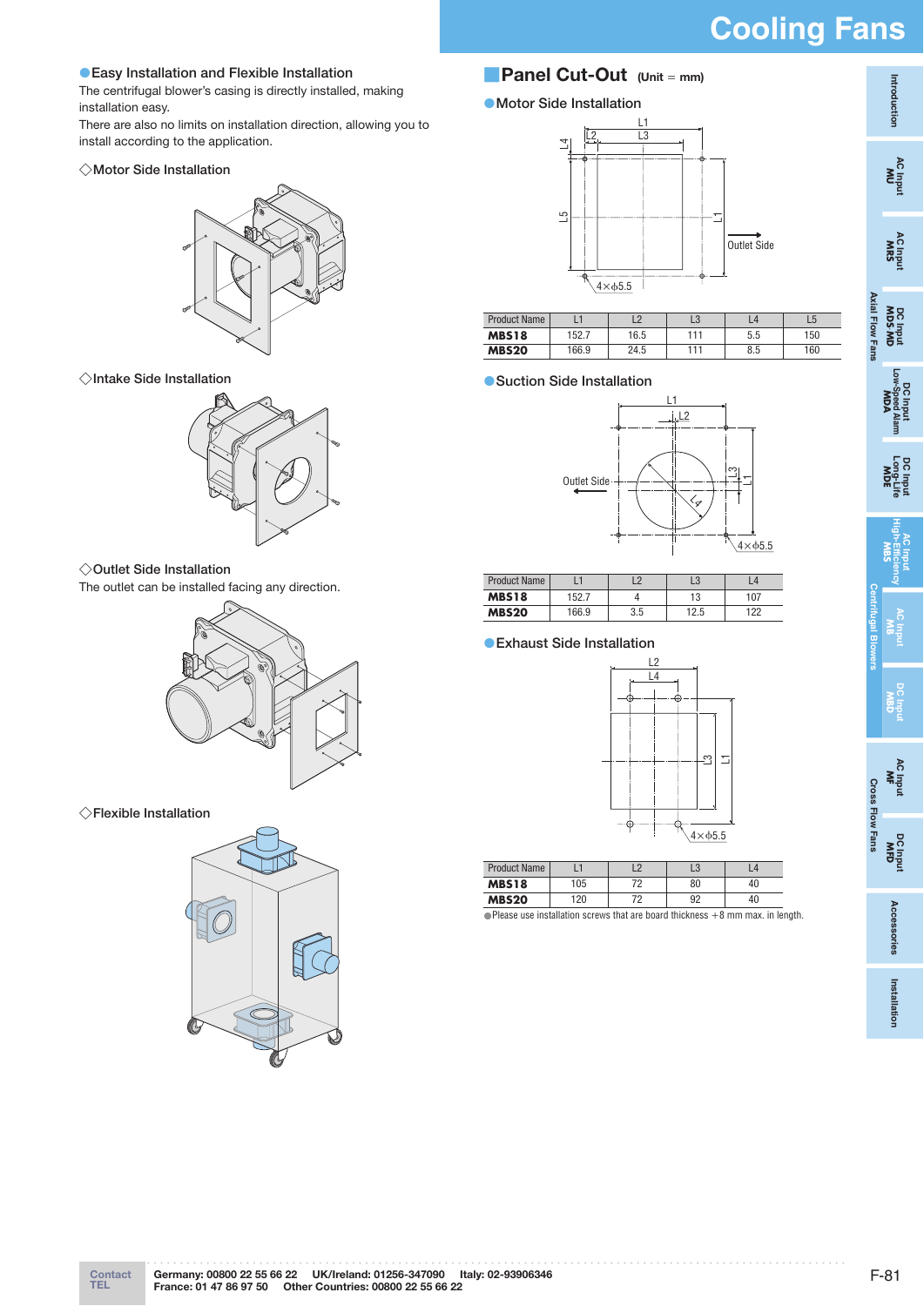## ● Easy Installation and Flexible Installation

The centrifugal blower's casing is directly installed, making installation easy.
There are also no limits on installation direction, allowing you to install according to the application.

◇Motor Side Installation

◇Intake Side Installation

◇Outlet Side Installation
The outlet can be installed facing any direction.

◇Flexible Installation

## Panel Cut-Out (Unit = mm)

### ● Motor Side Installation

| Product Name | L1 | L2 | L3 | L4 | L5 |
|---|---|---|---|---|---|
| **MBS18** | 152.7 | 16.5 | 111 | 5.5 | 150 |
| **MBS20** | 166.9 | 24.5 | 111 | 8.5 | 160 |

### ● Suction Side Installation

| Product Name | L1 | L2 | L3 | L4 |
|---|---|---|---|---|
| **MBS18** | 152.7 | 4 | 13 | 107 |
| **MBS20** | 166.9 | 3.5 | 12.5 | 122 |

### ● Exhaust Side Installation

| Product Name | L1 | L2 | L3 | L4 |
|---|---|---|---|---|
| **MBS18** | 105 | 72 | 80 | 40 |
| **MBS20** | 120 | 72 | 92 | 40 |

● Please use installation screws that are board thickness +8 mm max. in length.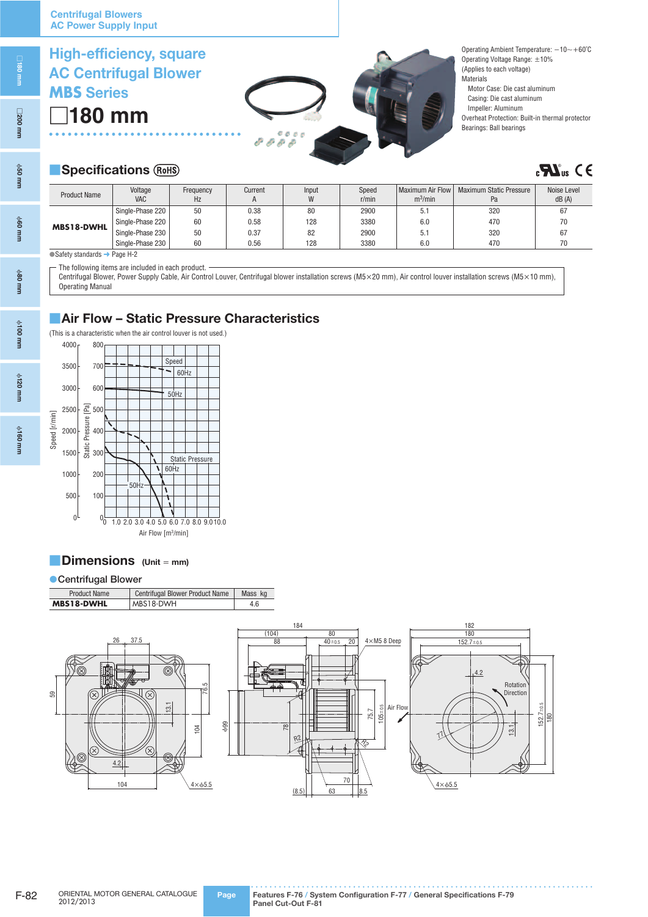Centrifugal Blowers
AC Power Supply Input

# High-efficiency, square AC Centrifugal Blower
# MBS Series
# □180 mm

Operating Ambient Temperature: −10～+60˚C
Operating Voltage Range: ±10%
(Applies to each voltage)
Materials
  Motor Case: Die cast aluminum
  Casing: Die cast aluminum
  Impeller: Aluminum
Overheat Protection: Built-in thermal protector
Bearings: Ball bearings

## Specifications (RoHS)

| Product Name | Voltage VAC | Frequency Hz | Current A | Input W | Speed r/min | Maximum Air Flow $m^3$/min | Maximum Static Pressure Pa | Noise Level dB (A) |
|---|---|---|---|---|---|---|---|---|
| MBS18-DWHL | Single-Phase 220 | 50 | 0.38 | 80 | 2900 | 5.1 | 320 | 67 |
| | Single-Phase 220 | 60 | 0.58 | 128 | 3380 | 6.0 | 470 | 70 |
| | Single-Phase 230 | 50 | 0.37 | 82 | 2900 | 5.1 | 320 | 67 |
| | Single-Phase 230 | 60 | 0.56 | 128 | 3380 | 6.0 | 470 | 70 |

●Safety standards ➜ Page H-2

The following items are included in each product.
Centrifugal Blower, Power Supply Cable, Air Control Louver, Centrifugal blower installation screws (M5×20 mm), Air control louver installation screws (M5×10 mm), Operating Manual

## Air Flow – Static Pressure Characteristics

(This is a characteristic when the air control louver is not used.)

## Dimensions (Unit = mm)

●Centrifugal Blower

| Product Name | Centrifugal Blower Product Name | Mass kg |
|---|---|---|
| MBS18-DWHL | MBS18-DWH | 4.6 |

ORIENTAL MOTOR GENERAL CATALOGUE 2012/2013

Page Features F-76 / System Configuration F-77 / General Specifications F-79
Panel Cut-Out F-81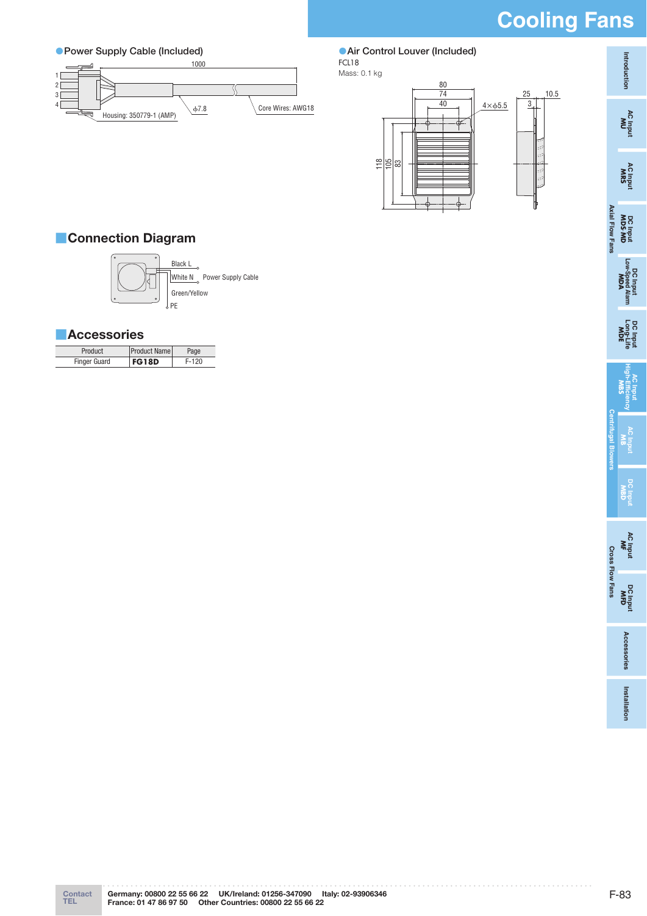●Power Supply Cable (Included)

1000

Housing: 350779-1 (AMP)

ϕ7.8

Core Wires: AWG18

●Air Control Louver (Included)

FCL18

Mass: 0.1 kg

## Connection Diagram

Black L

White N

Power Supply Cable

Green/Yellow

PE

## Accessories

| Product | Product Name | Page |
|---|---|---|
| Finger Guard | **FG18D** | F-120 |

Contact TEL Germany: 00800 22 55 66 22 UK/Ireland: 01256-347090 Italy: 02-93906346 France: 01 47 86 97 50 Other Countries: 00800 22 55 66 22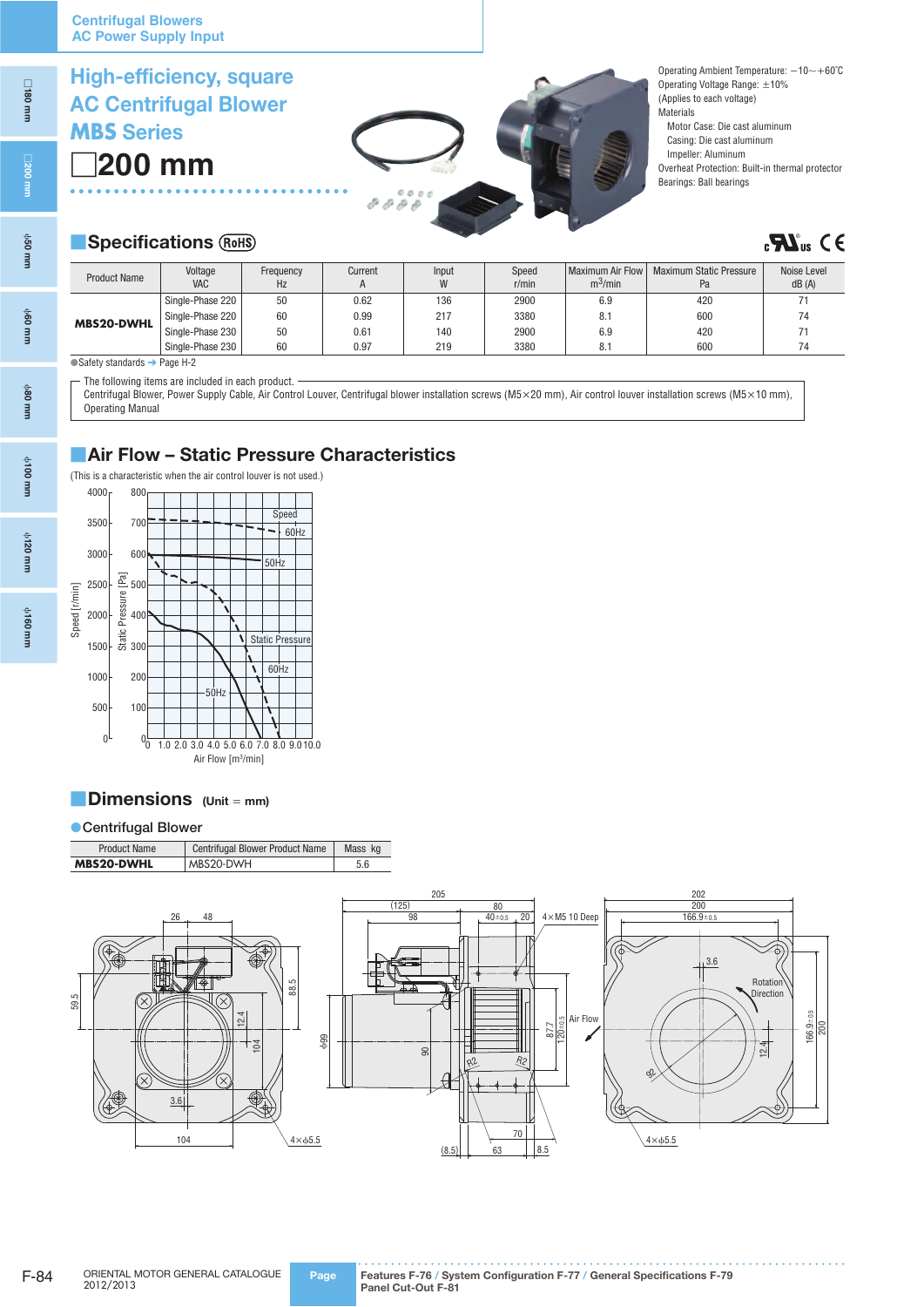Centrifugal Blowers
AC Power Supply Input

# High-efficiency, square AC Centrifugal Blower MBS Series

# □200 mm

Operating Ambient Temperature: −10～+60˚C
Operating Voltage Range: ±10%
(Applies to each voltage)
Materials
Motor Case: Die cast aluminum
Casing: Die cast aluminum
Impeller: Aluminum
Overheat Protection: Built-in thermal protector
Bearings: Ball bearings

## Specifications (RoHS)

| Product Name | Voltage VAC | Frequency Hz | Current A | Input W | Speed r/min | Maximum Air Flow $m^3$/min | Maximum Static Pressure Pa | Noise Level dB (A) |
|---|---|---|---|---|---|---|---|---|
| **MBS20-DWHL** | Single-Phase 220 | 50 | 0.62 | 136 | 2900 | 6.9 | 420 | 71 |
| | Single-Phase 220 | 60 | 0.99 | 217 | 3380 | 8.1 | 600 | 74 |
| | Single-Phase 230 | 50 | 0.61 | 140 | 2900 | 6.9 | 420 | 71 |
| | Single-Phase 230 | 60 | 0.97 | 219 | 3380 | 8.1 | 600 | 74 |

●Safety standards ➜ Page H-2

The following items are included in each product.
Centrifugal Blower, Power Supply Cable, Air Control Louver, Centrifugal blower installation screws (M5×20 mm), Air control louver installation screws (M5×10 mm), Operating Manual

## Air Flow – Static Pressure Characteristics

(This is a characteristic when the air control louver is not used.)

## Dimensions (Unit = mm)

●Centrifugal Blower

| Product Name | Centrifugal Blower Product Name | Mass kg |
|---|---|---|
| **MBS20-DWHL** | MBS20-DWH | 5.6 |

Page: Features F-76 / System Configuration F-77 / General Specifications F-79
Panel Cut-Out F-81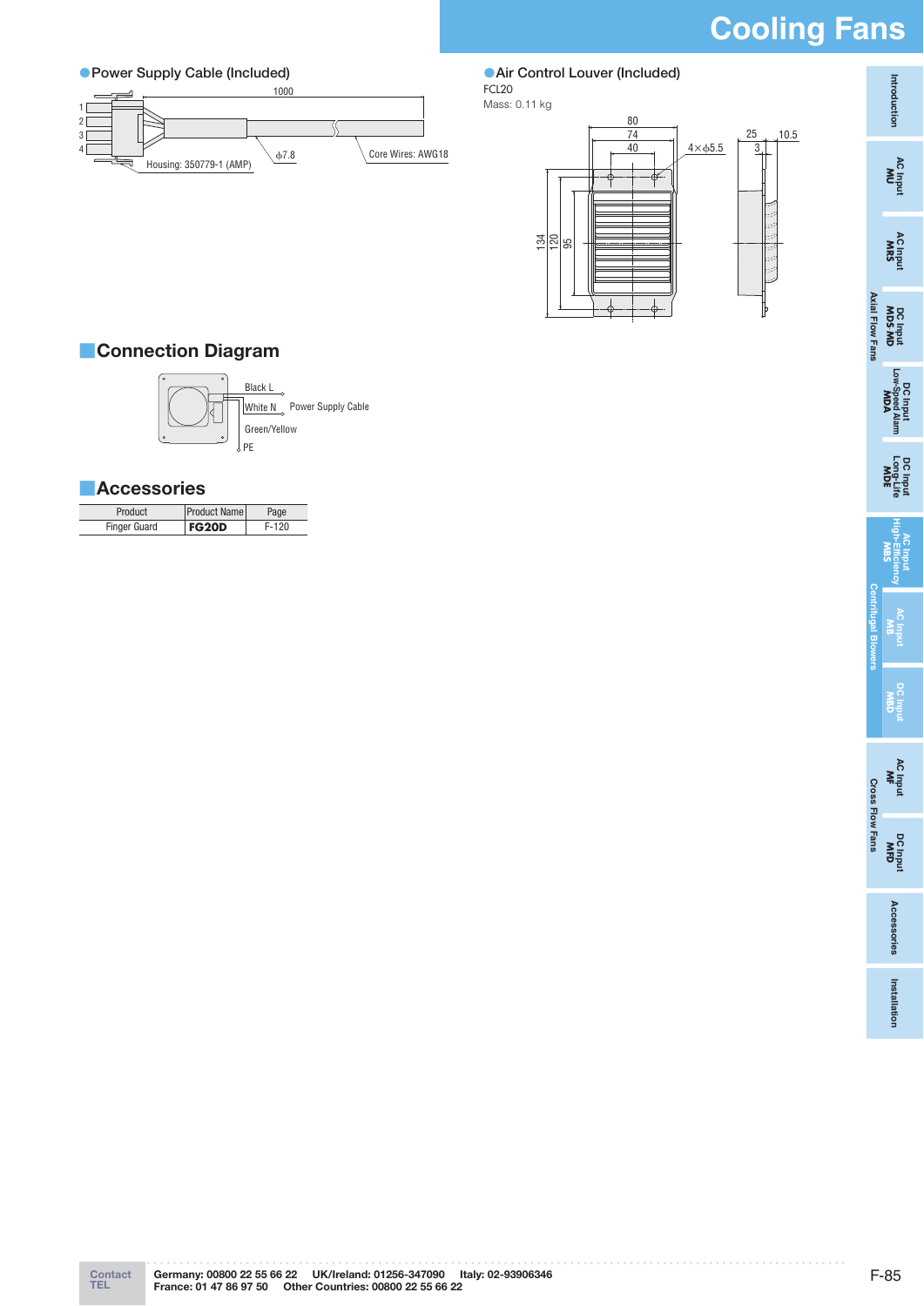●Power Supply Cable (Included)

1000

1
2
3
4

Housing: 350779-1 (AMP)

ϕ7.8

Core Wires: AWG18

●Air Control Louver (Included)

FCL20

Mass: 0.11 kg

80
74
40
4×ϕ5.5
25
3
10.5
134
120
95

## Connection Diagram

Black L

White N

Power Supply Cable

Green/Yellow

PE

## Accessories

| Product | Product Name | Page |
|---|---|---|
| Finger Guard | **FG20D** | F-120 |

**Contact TEL** Germany: 00800 22 55 66 22 UK/Ireland: 01256-347090 Italy: 02-93906346 France: 01 47 86 97 50 Other Countries: 00800 22 55 66 22